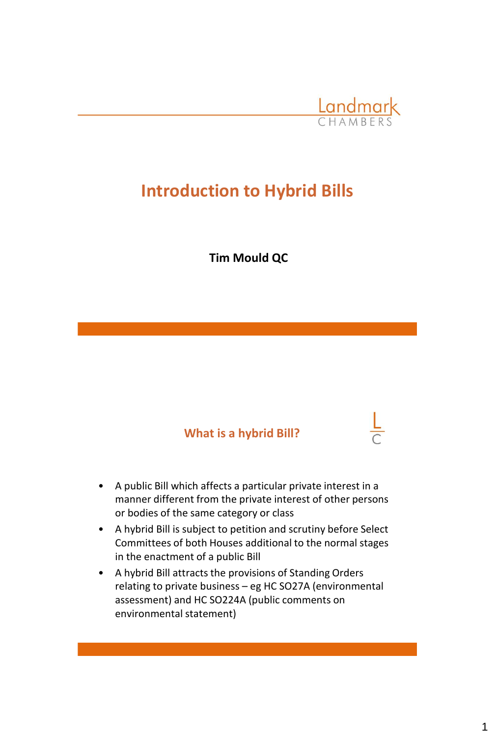Landmark CHAMBERS

# Introduction to Hybrid Bills

**Tim Mould QC**

## What is a hybrid Bill?

- A public Bill which affects a particular private interest in a manner different from the private interest of other persons or bodies of the same category or class
- A hybrid Bill is subject to petition and scrutiny before Select Committees of both Houses additional to the normal stages in the enactment of a public Bill
- A hybrid Bill attracts the provisions of Standing Orders relating to private business – eg HC SO27A (environmental assessment) and HC SO224A (public comments on environmental statement)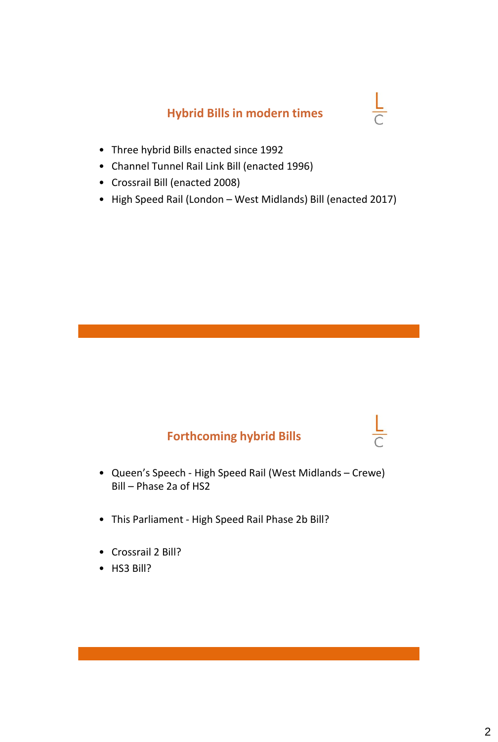## Hybrid Bills in modern times

- Three hybrid Bills enacted since 1992
- Channel Tunnel Rail Link Bill (enacted 1996)
- Crossrail Bill (enacted 2008)
- High Speed Rail (London – West Midlands) Bill (enacted 2017)

## Forthcoming hybrid Bills

- Queen's Speech - High Speed Rail (West Midlands – Crewe) Bill – Phase 2a of HS2
- This Parliament - High Speed Rail Phase 2b Bill?
- Crossrail 2 Bill?
- HS3 Bill?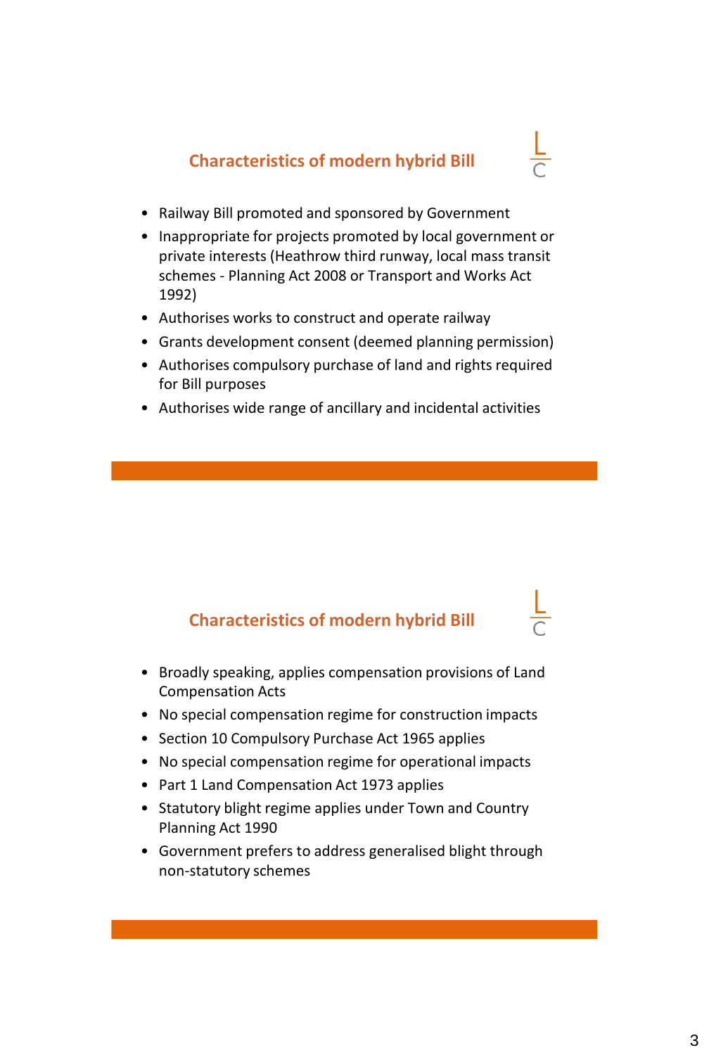## Characteristics of modern hybrid Bill

- Railway Bill promoted and sponsored by Government
- Inappropriate for projects promoted by local government or private interests (Heathrow third runway, local mass transit schemes - Planning Act 2008 or Transport and Works Act 1992)
- Authorises works to construct and operate railway
- Grants development consent (deemed planning permission)
- Authorises compulsory purchase of land and rights required for Bill purposes
- Authorises wide range of ancillary and incidental activities

## Characteristics of modern hybrid Bill

- Broadly speaking, applies compensation provisions of Land Compensation Acts
- No special compensation regime for construction impacts
- Section 10 Compulsory Purchase Act 1965 applies
- No special compensation regime for operational impacts
- Part 1 Land Compensation Act 1973 applies
- Statutory blight regime applies under Town and Country Planning Act 1990
- Government prefers to address generalised blight through non-statutory schemes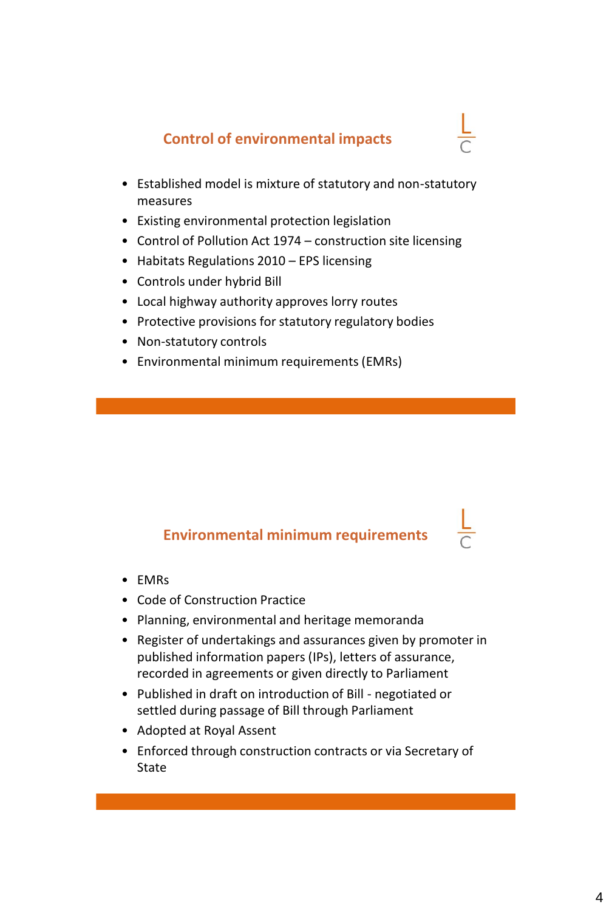## Control of environmental impacts

- Established model is mixture of statutory and non-statutory measures
- Existing environmental protection legislation
- Control of Pollution Act 1974 – construction site licensing
- Habitats Regulations 2010 – EPS licensing
- Controls under hybrid Bill
- Local highway authority approves lorry routes
- Protective provisions for statutory regulatory bodies
- Non-statutory controls
- Environmental minimum requirements (EMRs)

## Environmental minimum requirements

- EMRs
- Code of Construction Practice
- Planning, environmental and heritage memoranda
- Register of undertakings and assurances given by promoter in published information papers (IPs), letters of assurance, recorded in agreements or given directly to Parliament
- Published in draft on introduction of Bill - negotiated or settled during passage of Bill through Parliament
- Adopted at Royal Assent
- Enforced through construction contracts or via Secretary of State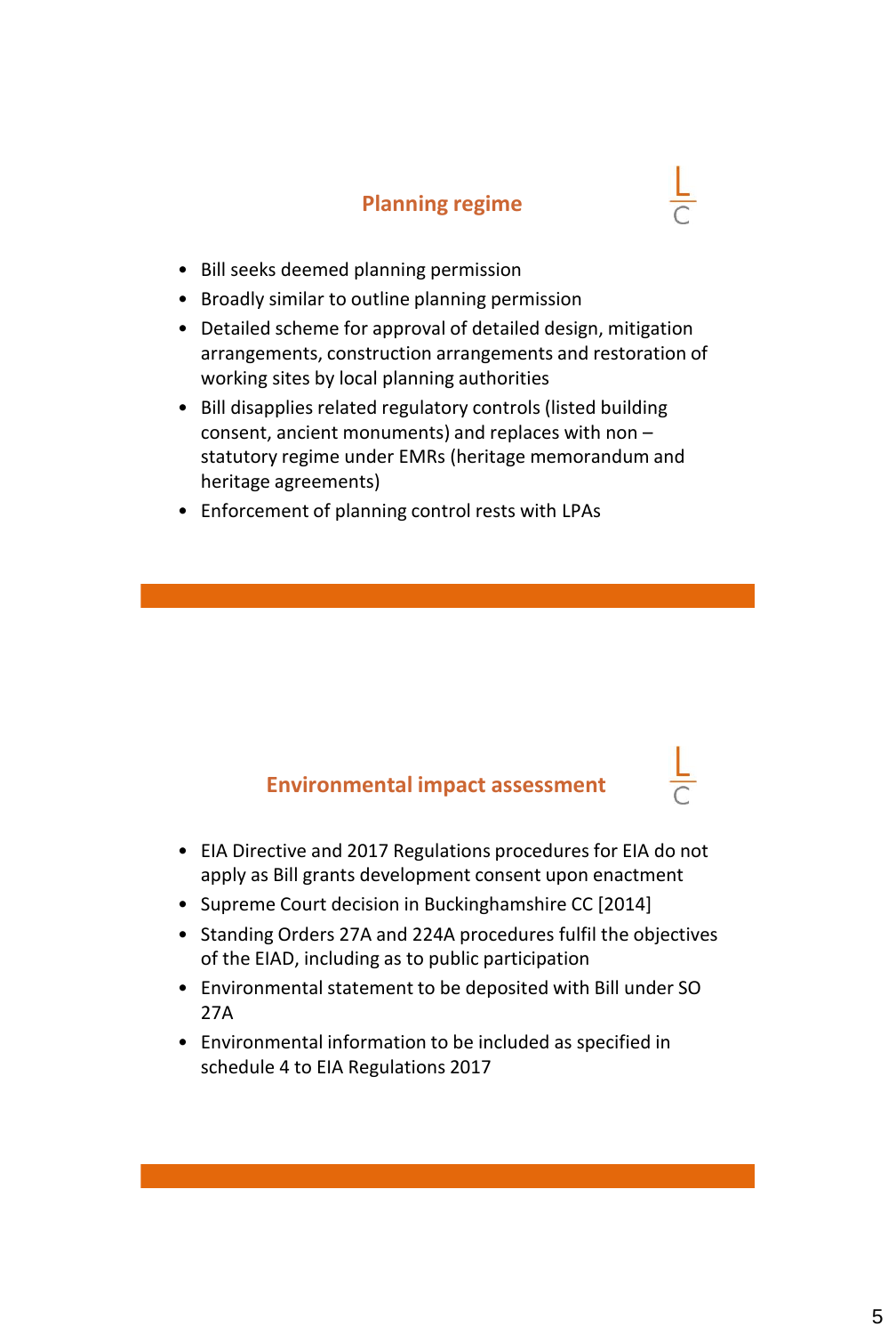## Planning regime

- Bill seeks deemed planning permission
- Broadly similar to outline planning permission
- Detailed scheme for approval of detailed design, mitigation arrangements, construction arrangements and restoration of working sites by local planning authorities
- Bill disapplies related regulatory controls (listed building consent, ancient monuments) and replaces with non – statutory regime under EMRs (heritage memorandum and heritage agreements)
- Enforcement of planning control rests with LPAs

## Environmental impact assessment

- EIA Directive and 2017 Regulations procedures for EIA do not apply as Bill grants development consent upon enactment
- Supreme Court decision in Buckinghamshire CC [2014]
- Standing Orders 27A and 224A procedures fulfil the objectives of the EIAD, including as to public participation
- Environmental statement to be deposited with Bill under SO 27A
- Environmental information to be included as specified in schedule 4 to EIA Regulations 2017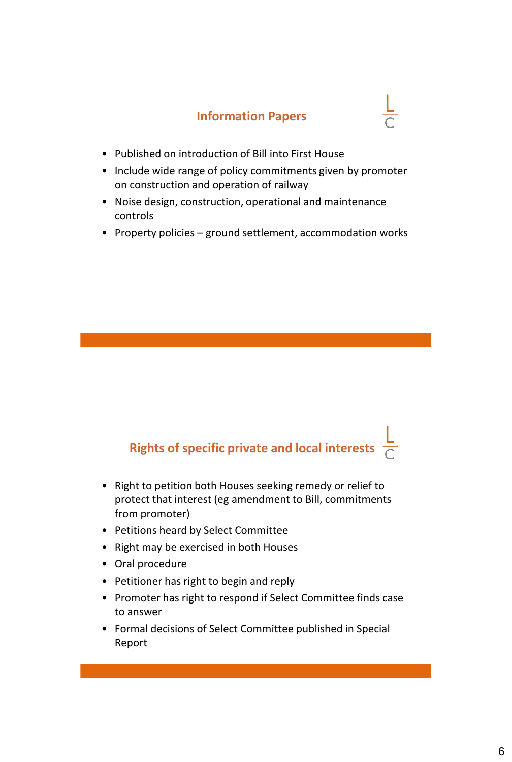## Information Papers

- Published on introduction of Bill into First House
- Include wide range of policy commitments given by promoter on construction and operation of railway
- Noise design, construction, operational and maintenance controls
- Property policies – ground settlement, accommodation works

## Rights of specific private and local interests

- Right to petition both Houses seeking remedy or relief to protect that interest (eg amendment to Bill, commitments from promoter)
- Petitions heard by Select Committee
- Right may be exercised in both Houses
- Oral procedure
- Petitioner has right to begin and reply
- Promoter has right to respond if Select Committee finds case to answer
- Formal decisions of Select Committee published in Special Report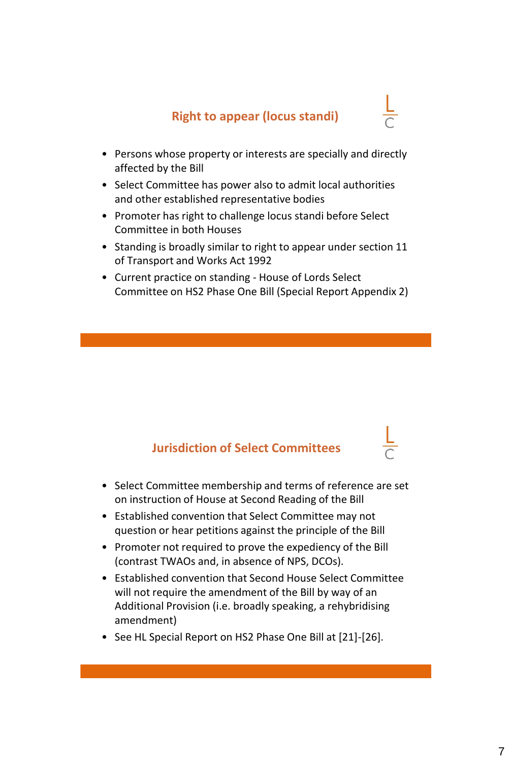## Right to appear (locus standi)

- Persons whose property or interests are specially and directly affected by the Bill
- Select Committee has power also to admit local authorities and other established representative bodies
- Promoter has right to challenge locus standi before Select Committee in both Houses
- Standing is broadly similar to right to appear under section 11 of Transport and Works Act 1992
- Current practice on standing - House of Lords Select Committee on HS2 Phase One Bill (Special Report Appendix 2)

## Jurisdiction of Select Committees

- Select Committee membership and terms of reference are set on instruction of House at Second Reading of the Bill
- Established convention that Select Committee may not question or hear petitions against the principle of the Bill
- Promoter not required to prove the expediency of the Bill (contrast TWAOs and, in absence of NPS, DCOs).
- Established convention that Second House Select Committee will not require the amendment of the Bill by way of an Additional Provision (i.e. broadly speaking, a rehybridising amendment)
- See HL Special Report on HS2 Phase One Bill at [21]-[26].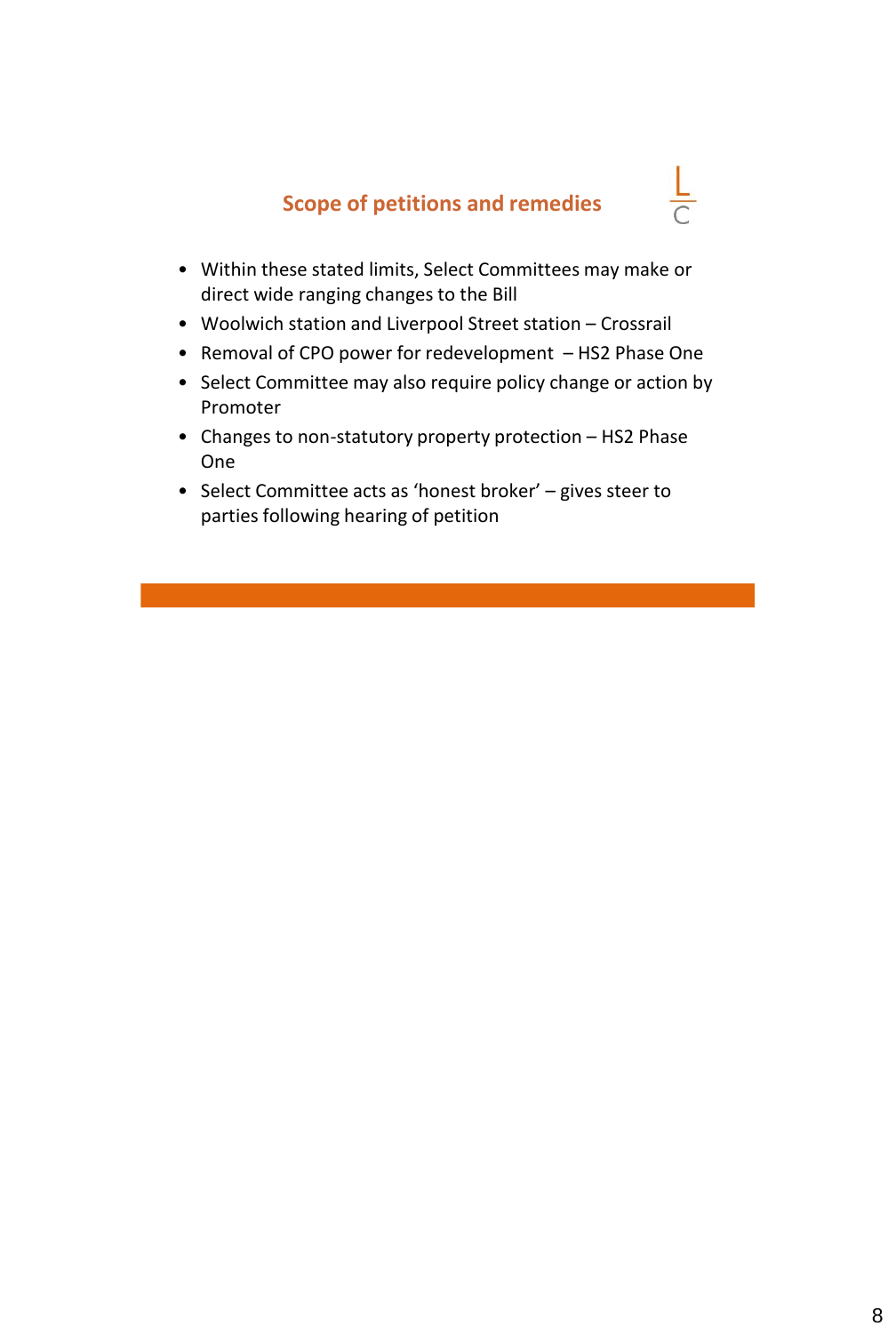## Scope of petitions and remedies

- Within these stated limits, Select Committees may make or direct wide ranging changes to the Bill
- Woolwich station and Liverpool Street station – Crossrail
- Removal of CPO power for redevelopment – HS2 Phase One
- Select Committee may also require policy change or action by Promoter
- Changes to non-statutory property protection – HS2 Phase One
- Select Committee acts as 'honest broker' – gives steer to parties following hearing of petition